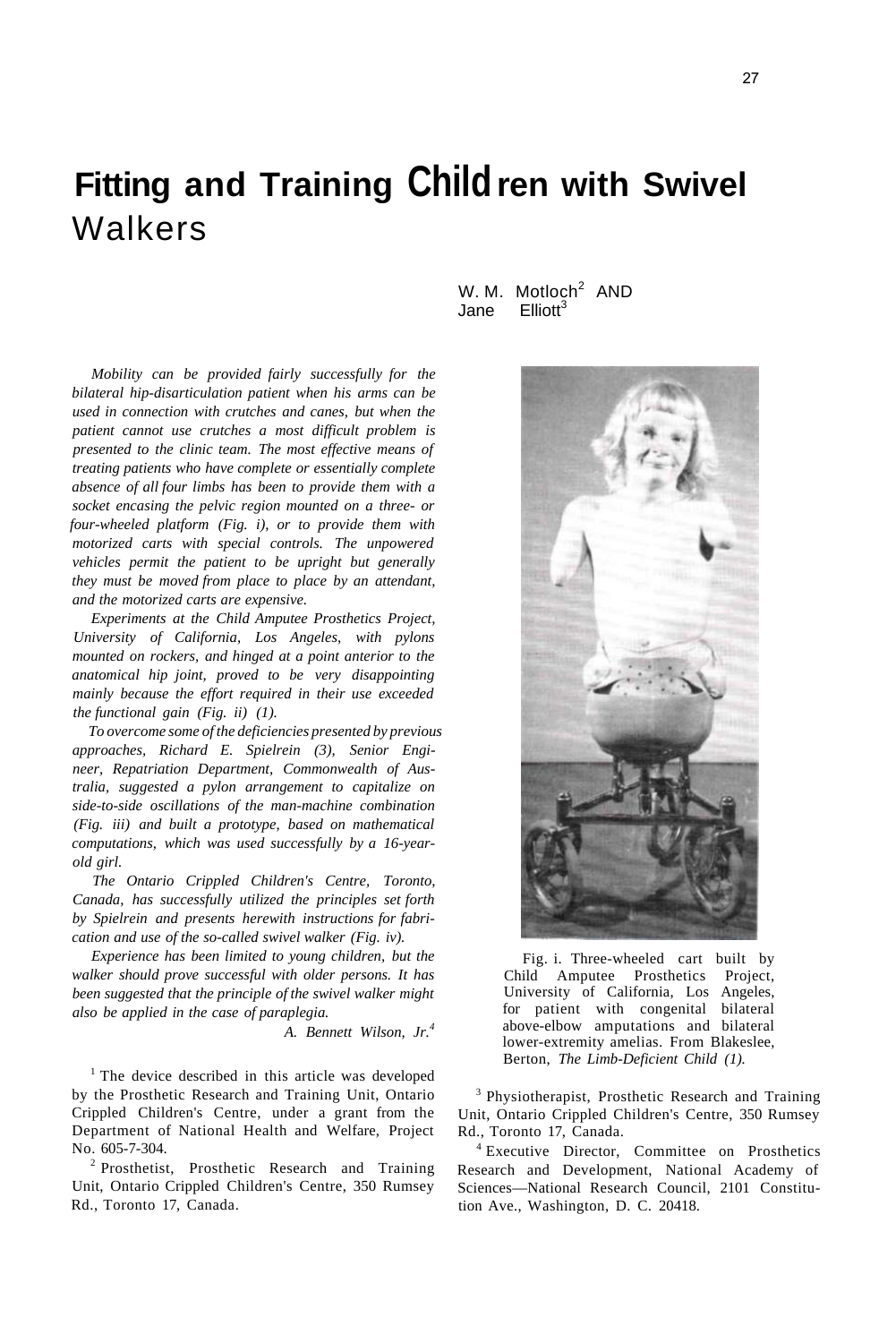# Fitting and Training Children with Swivel Walkers

W. M. Motloch[2] AND Jane Elliott[3]

*Mobility can be provided fairly successfully for the bilateral hip-disarticulation patient when his arms can be used in connection with crutches and canes, but when the patient cannot use crutches a most difficult problem is presented to the clinic team. The most effective means of treating patients who have complete or essentially complete absence of all four limbs has been to provide them with a socket encasing the pelvic region mounted on a three- or four-wheeled platform (Fig. i), or to provide them with motorized carts with special controls. The unpowered vehicles permit the patient to be upright but generally they must be moved from place to place by an attendant, and the motorized carts are expensive.*

*Experiments at the Child Amputee Prosthetics Project, University of California, Los Angeles, with pylons mounted on rockers, and hinged at a point anterior to the anatomical hip joint, proved to be very disappointing mainly because the effort required in their use exceeded the functional gain (Fig. ii) (1).*

*To overcome some of the deficiencies presented by previous approaches, Richard E. Spielrein (3), Senior Engineer, Repatriation Department, Commonwealth of Australia, suggested a pylon arrangement to capitalize on side-to-side oscillations of the man-machine combination (Fig. iii) and built a prototype, based on mathematical computations, which was used successfully by a 16-year-old girl.*

*The Ontario Crippled Children's Centre, Toronto, Canada, has successfully utilized the principles set forth by Spielrein and presents herewith instructions for fabrication and use of the so-called swivel walker (Fig. iv).*

*Experience has been limited to young children, but the walker should prove successful with older persons. It has been suggested that the principle of the swivel walker might also be applied in the case of paraplegia.*

*A. Bennett Wilson, Jr.[4]*

Fig. i. Three-wheeled cart built by Child Amputee Prosthetics Project, University of California, Los Angeles, for patient with congenital bilateral above-elbow amputations and bilateral lower-extremity amelias. From Blakeslee, Berton, *The Limb-Deficient Child (1).*

[1] The device described in this article was developed by the Prosthetic Research and Training Unit, Ontario Crippled Children's Centre, under a grant from the Department of National Health and Welfare, Project No. 605-7-304.

[2] Prosthetist, Prosthetic Research and Training Unit, Ontario Crippled Children's Centre, 350 Rumsey Rd., Toronto 17, Canada.

[3] Physiotherapist, Prosthetic Research and Training Unit, Ontario Crippled Children's Centre, 350 Rumsey Rd., Toronto 17, Canada.

[4] Executive Director, Committee on Prosthetics Research and Development, National Academy of Sciences—National Research Council, 2101 Constitution Ave., Washington, D. C. 20418.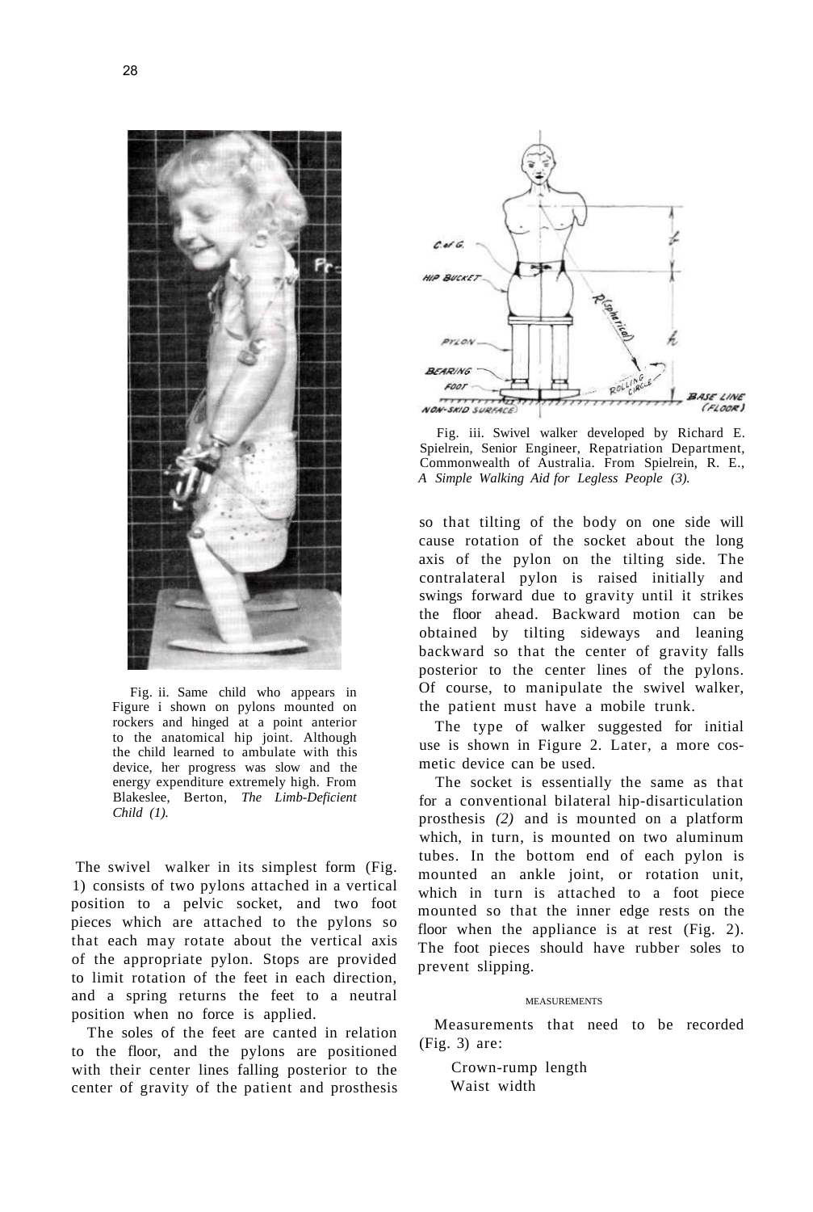Fig. ii. Same child who appears in Figure i shown on pylons mounted on rockers and hinged at a point anterior to the anatomical hip joint. Although the child learned to ambulate with this device, her progress was slow and the energy expenditure extremely high. From Blakeslee, Berton, *The Limb-Deficient Child (1).*

The swivel walker in its simplest form (Fig. 1) consists of two pylons attached in a vertical position to a pelvic socket, and two foot pieces which are attached to the pylons so that each may rotate about the vertical axis of the appropriate pylon. Stops are provided to limit rotation of the feet in each direction, and a spring returns the feet to a neutral position when no force is applied.

The soles of the feet are canted in relation to the floor, and the pylons are positioned with their center lines falling posterior to the center of gravity of the patient and prosthesis so that tilting of the body on one side will cause rotation of the socket about the long axis of the pylon on the tilting side. The contralateral pylon is raised initially and swings forward due to gravity until it strikes the floor ahead. Backward motion can be obtained by tilting sideways and leaning backward so that the center of gravity falls posterior to the center lines of the pylons. Of course, to manipulate the swivel walker, the patient must have a mobile trunk.

Fig. iii. Swivel walker developed by Richard E. Spielrein, Senior Engineer, Repatriation Department, Commonwealth of Australia. From Spielrein, R. E., *A Simple Walking Aid for Legless People (3).*

The type of walker suggested for initial use is shown in Figure 2. Later, a more cosmetic device can be used.

The socket is essentially the same as that for a conventional bilateral hip-disarticulation prosthesis *(2)* and is mounted on a platform which, in turn, is mounted on two aluminum tubes. In the bottom end of each pylon is mounted an ankle joint, or rotation unit, which in turn is attached to a foot piece mounted so that the inner edge rests on the floor when the appliance is at rest (Fig. 2). The foot pieces should have rubber soles to prevent slipping.

## MEASUREMENTS

Measurements that need to be recorded (Fig. 3) are:

Crown-rump length
Waist width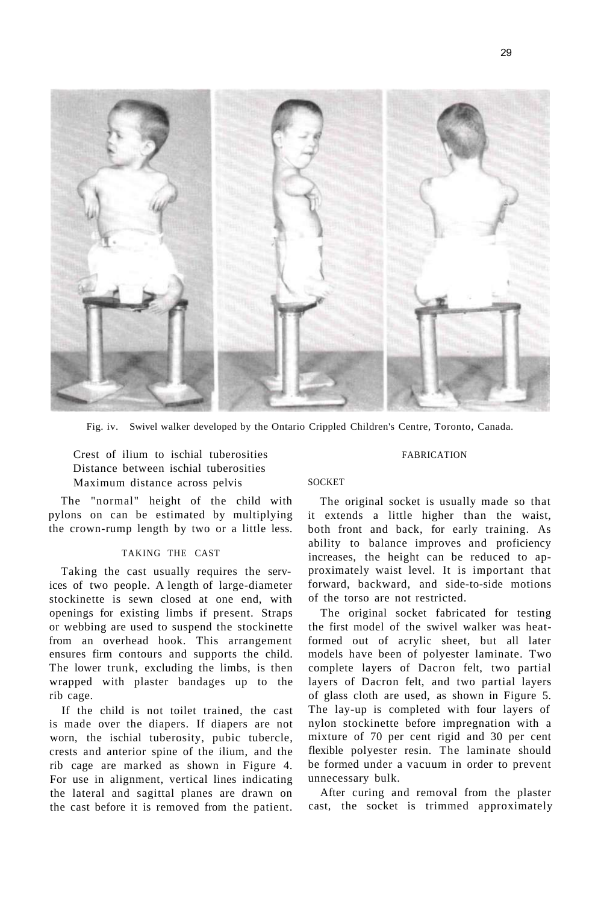Fig. iv. Swivel walker developed by the Ontario Crippled Children's Centre, Toronto, Canada.

Crest of ilium to ischial tuberosities
Distance between ischial tuberosities
Maximum distance across pelvis

The "normal" height of the child with pylons on can be estimated by multiplying the crown-rump length by two or a little less.

### TAKING THE CAST

Taking the cast usually requires the services of two people. A length of large-diameter stockinette is sewn closed at one end, with openings for existing limbs if present. Straps or webbing are used to suspend the stockinette from an overhead hook. This arrangement ensures firm contours and supports the child. The lower trunk, excluding the limbs, is then wrapped with plaster bandages up to the rib cage.

If the child is not toilet trained, the cast is made over the diapers. If diapers are not worn, the ischial tuberosity, pubic tubercle, crests and anterior spine of the ilium, and the rib cage are marked as shown in Figure 4. For use in alignment, vertical lines indicating the lateral and sagittal planes are drawn on the cast before it is removed from the patient.

## FABRICATION

### SOCKET

The original socket is usually made so that it extends a little higher than the waist, both front and back, for early training. As ability to balance improves and proficiency increases, the height can be reduced to approximately waist level. It is important that forward, backward, and side-to-side motions of the torso are not restricted.

The original socket fabricated for testing the first model of the swivel walker was heat-formed out of acrylic sheet, but all later models have been of polyester laminate. Two complete layers of Dacron felt, two partial layers of Dacron felt, and two partial layers of glass cloth are used, as shown in Figure 5. The lay-up is completed with four layers of nylon stockinette before impregnation with a mixture of 70 per cent rigid and 30 per cent flexible polyester resin. The laminate should be formed under a vacuum in order to prevent unnecessary bulk.

After curing and removal from the plaster cast, the socket is trimmed approximately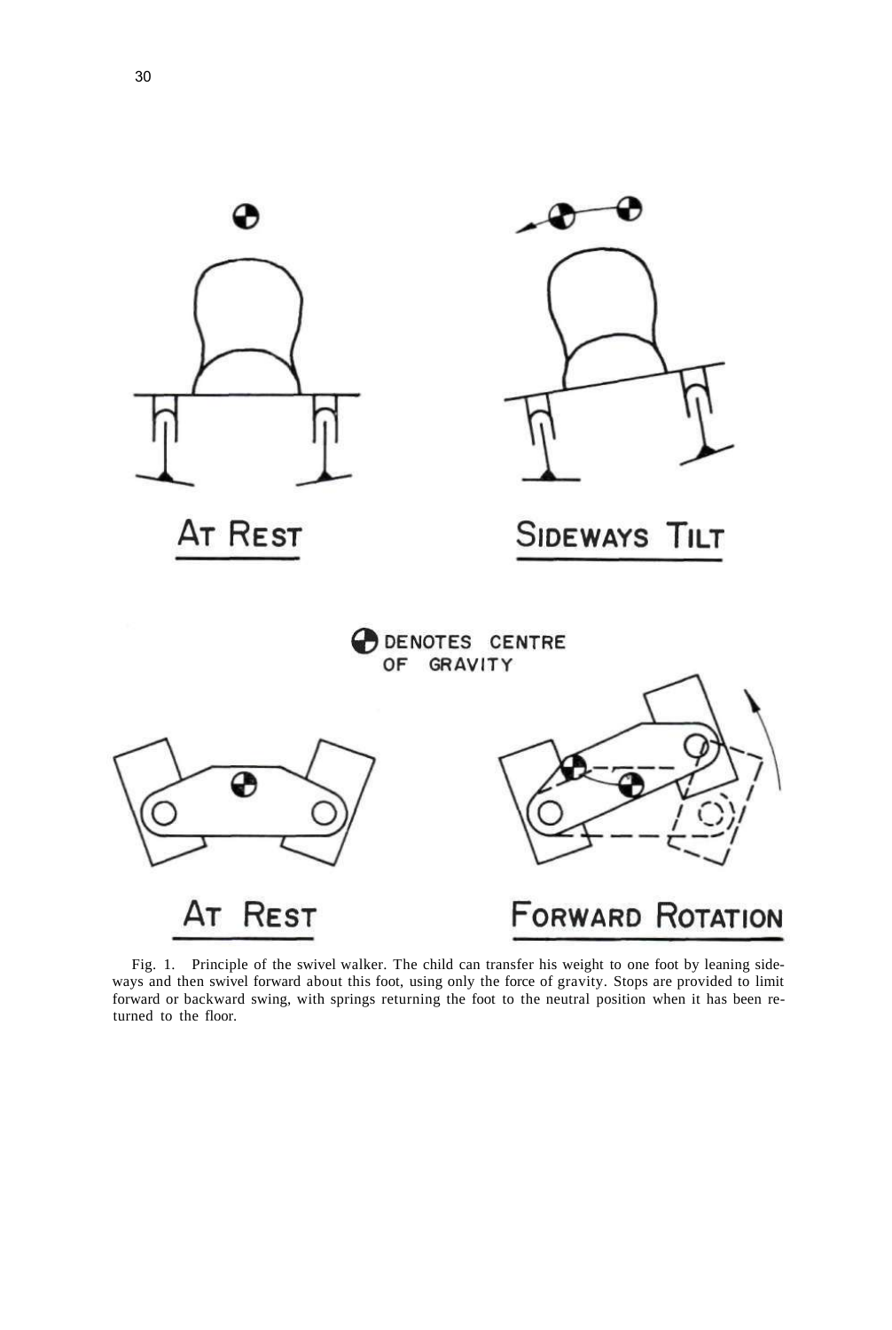Fig. 1. Principle of the swivel walker. The child can transfer his weight to one foot by leaning sideways and then swivel forward about this foot, using only the force of gravity. Stops are provided to limit forward or backward swing, with springs returning the foot to the neutral position when it has been returned to the floor.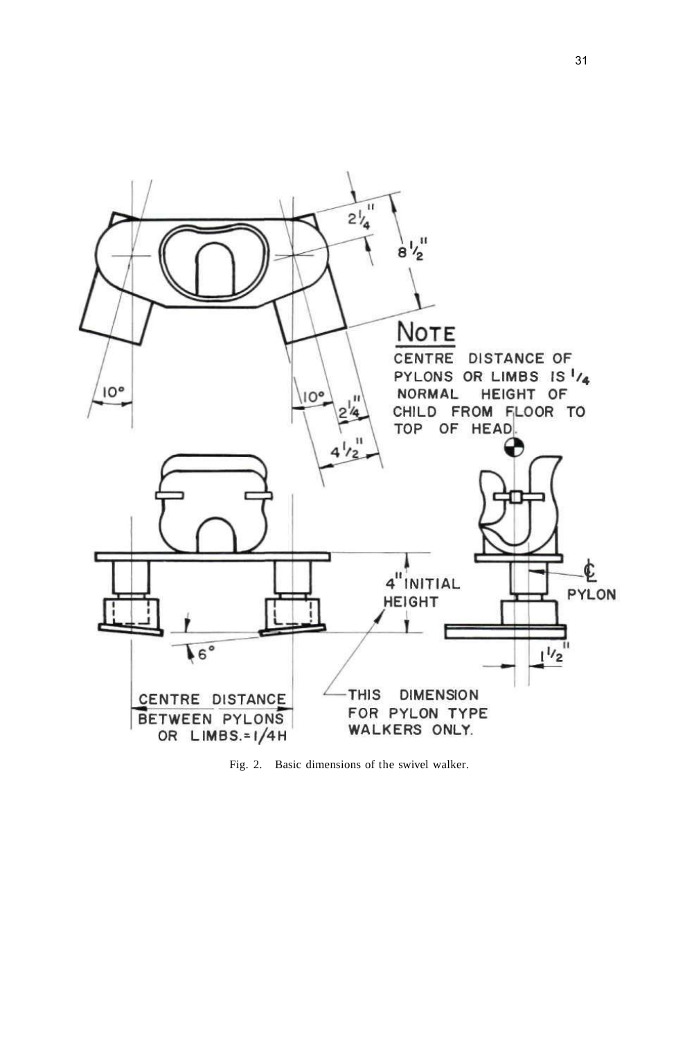Fig. 2. Basic dimensions of the swivel walker.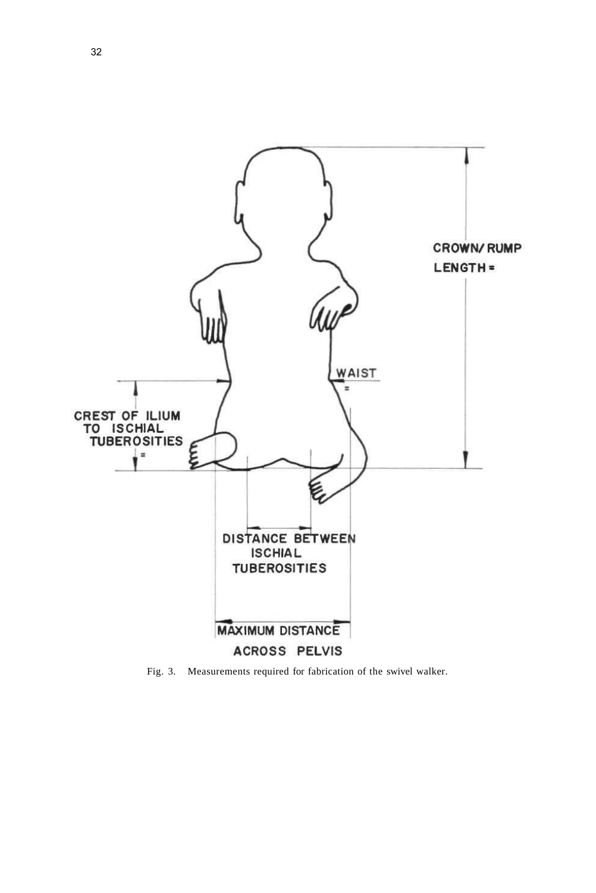Fig. 3. Measurements required for fabrication of the swivel walker.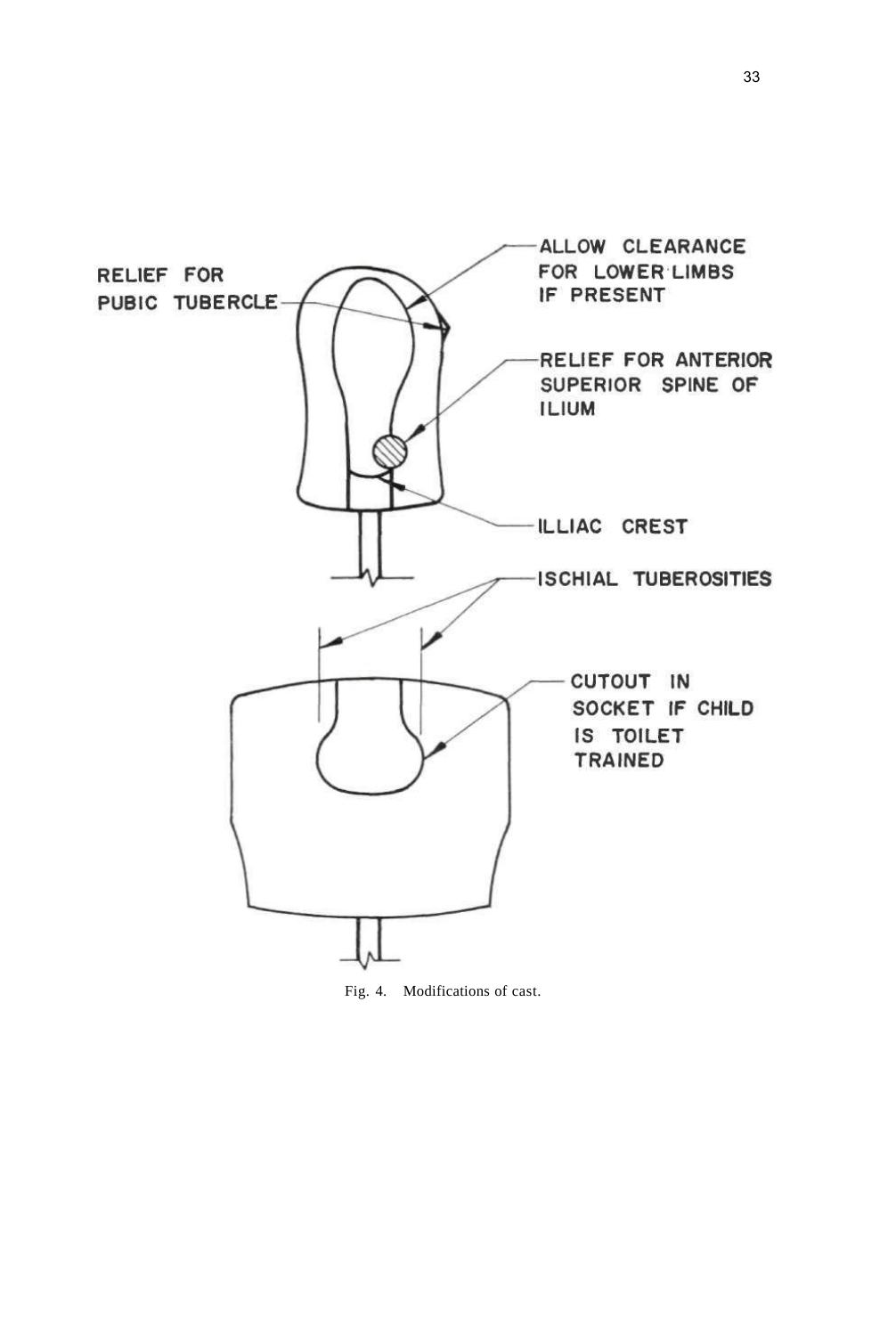RELIEF FOR PUBIC TUBERCLE

ALLOW CLEARANCE FOR LOWER LIMBS IF PRESENT

RELIEF FOR ANTERIOR SUPERIOR SPINE OF ILIUM

ILLIAC CREST

ISCHIAL TUBEROSITIES

CUTOUT IN SOCKET IF CHILD IS TOILET TRAINED

Fig. 4. Modifications of cast.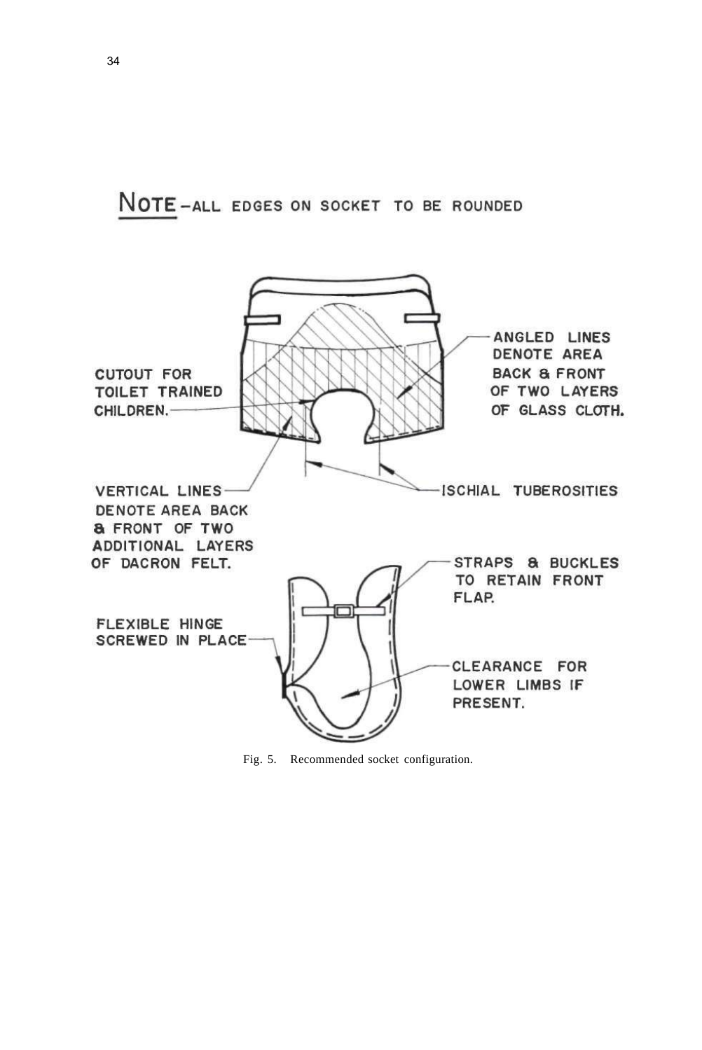NOTE - ALL EDGES ON SOCKET TO BE ROUNDED

CUTOUT FOR TOILET TRAINED CHILDREN.

ANGLED LINES DENOTE AREA BACK & FRONT OF TWO LAYERS OF GLASS CLOTH.

VERTICAL LINES DENOTE AREA BACK & FRONT OF TWO ADDITIONAL LAYERS OF DACRON FELT.

ISCHIAL TUBEROSITIES

STRAPS & BUCKLES TO RETAIN FRONT FLAP.

FLEXIBLE HINGE SCREWED IN PLACE

CLEARANCE FOR LOWER LIMBS IF PRESENT.

Fig. 5. Recommended socket configuration.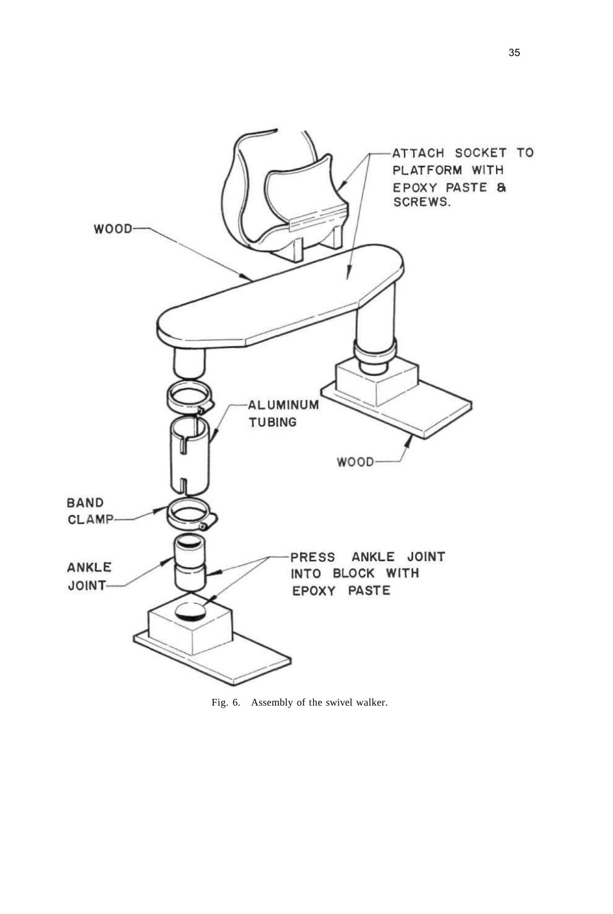WOOD

ATTACH SOCKET TO PLATFORM WITH EPOXY PASTE & SCREWS.

ALUMINUM TUBING

WOOD

BAND CLAMP

ANKLE JOINT

PRESS ANKLE JOINT INTO BLOCK WITH EPOXY PASTE

Fig. 6. Assembly of the swivel walker.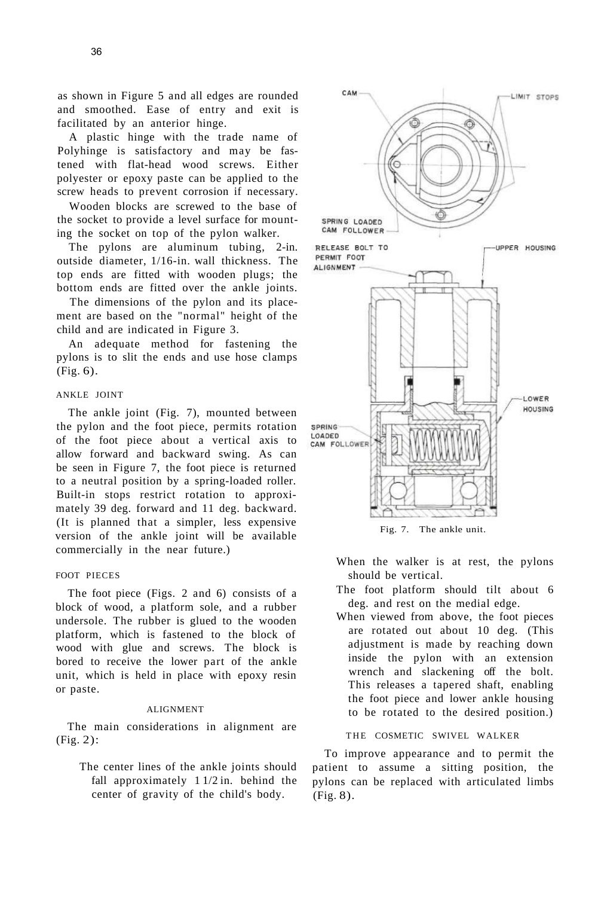as shown in Figure 5 and all edges are rounded and smoothed. Ease of entry and exit is facilitated by an anterior hinge.

A plastic hinge with the trade name of Polyhinge is satisfactory and may be fastened with flat-head wood screws. Either polyester or epoxy paste can be applied to the screw heads to prevent corrosion if necessary.

Wooden blocks are screwed to the base of the socket to provide a level surface for mounting the socket on top of the pylon walker.

The pylons are aluminum tubing, 2-in. outside diameter, 1/16-in. wall thickness. The top ends are fitted with wooden plugs; the bottom ends are fitted over the ankle joints.

The dimensions of the pylon and its placement are based on the "normal" height of the child and are indicated in Figure 3.

An adequate method for fastening the pylons is to slit the ends and use hose clamps (Fig. 6).

### ANKLE JOINT

The ankle joint (Fig. 7), mounted between the pylon and the foot piece, permits rotation of the foot piece about a vertical axis to allow forward and backward swing. As can be seen in Figure 7, the foot piece is returned to a neutral position by a spring-loaded roller. Built-in stops restrict rotation to approximately 39 deg. forward and 11 deg. backward. (It is planned that a simpler, less expensive version of the ankle joint will be available commercially in the near future.)

### FOOT PIECES

The foot piece (Figs. 2 and 6) consists of a block of wood, a platform sole, and a rubber undersole. The rubber is glued to the wooden platform, which is fastened to the block of wood with glue and screws. The block is bored to receive the lower part of the ankle unit, which is held in place with epoxy resin or paste.

### ALIGNMENT

The main considerations in alignment are (Fig. 2):

- The center lines of the ankle joints should fall approximately 1 1/2 in. behind the center of gravity of the child's body.
- When the walker is at rest, the pylons should be vertical.
- The foot platform should tilt about 6 deg. and rest on the medial edge.
- When viewed from above, the foot pieces are rotated out about 10 deg. (This adjustment is made by reaching down inside the pylon with an extension wrench and slackening off the bolt. This releases a tapered shaft, enabling the foot piece and lower ankle housing to be rotated to the desired position.)

CAM — LIMIT STOPS — SPRING LOADED CAM FOLLOWER — RELEASE BOLT TO PERMIT FOOT ALIGNMENT — UPPER HOUSING — LOWER HOUSING — SPRING LOADED CAM FOLLOWER

Fig. 7. The ankle unit.

### THE COSMETIC SWIVEL WALKER

To improve appearance and to permit the patient to assume a sitting position, the pylons can be replaced with articulated limbs (Fig. 8).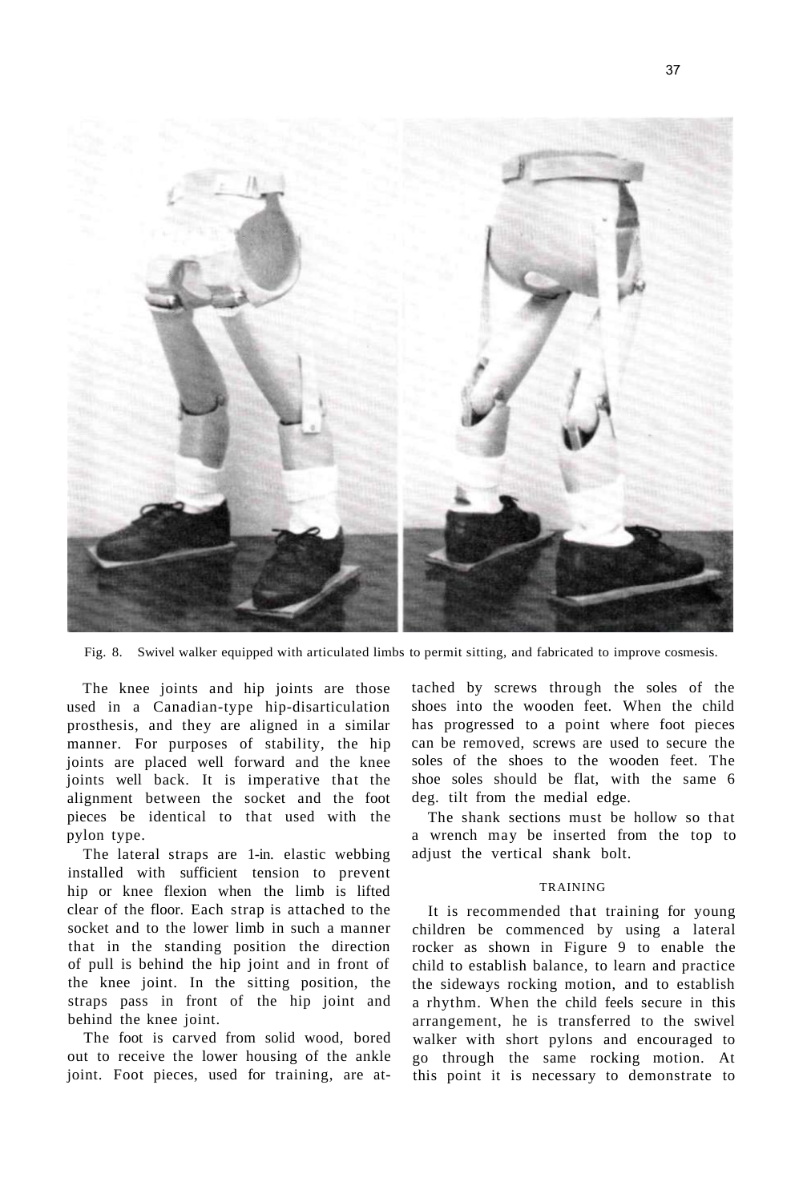Fig. 8. Swivel walker equipped with articulated limbs to permit sitting, and fabricated to improve cosmesis.

The knee joints and hip joints are those used in a Canadian-type hip-disarticulation prosthesis, and they are aligned in a similar manner. For purposes of stability, the hip joints are placed well forward and the knee joints well back. It is imperative that the alignment between the socket and the foot pieces be identical to that used with the pylon type.

The lateral straps are 1-in. elastic webbing installed with sufficient tension to prevent hip or knee flexion when the limb is lifted clear of the floor. Each strap is attached to the socket and to the lower limb in such a manner that in the standing position the direction of pull is behind the hip joint and in front of the knee joint. In the sitting position, the straps pass in front of the hip joint and behind the knee joint.

The foot is carved from solid wood, bored out to receive the lower housing of the ankle joint. Foot pieces, used for training, are attached by screws through the soles of the shoes into the wooden feet. When the child has progressed to a point where foot pieces can be removed, screws are used to secure the soles of the shoes to the wooden feet. The shoe soles should be flat, with the same 6 deg. tilt from the medial edge.

The shank sections must be hollow so that a wrench may be inserted from the top to adjust the vertical shank bolt.

## TRAINING

It is recommended that training for young children be commenced by using a lateral rocker as shown in Figure 9 to enable the child to establish balance, to learn and practice the sideways rocking motion, and to establish a rhythm. When the child feels secure in this arrangement, he is transferred to the swivel walker with short pylons and encouraged to go through the same rocking motion. At this point it is necessary to demonstrate to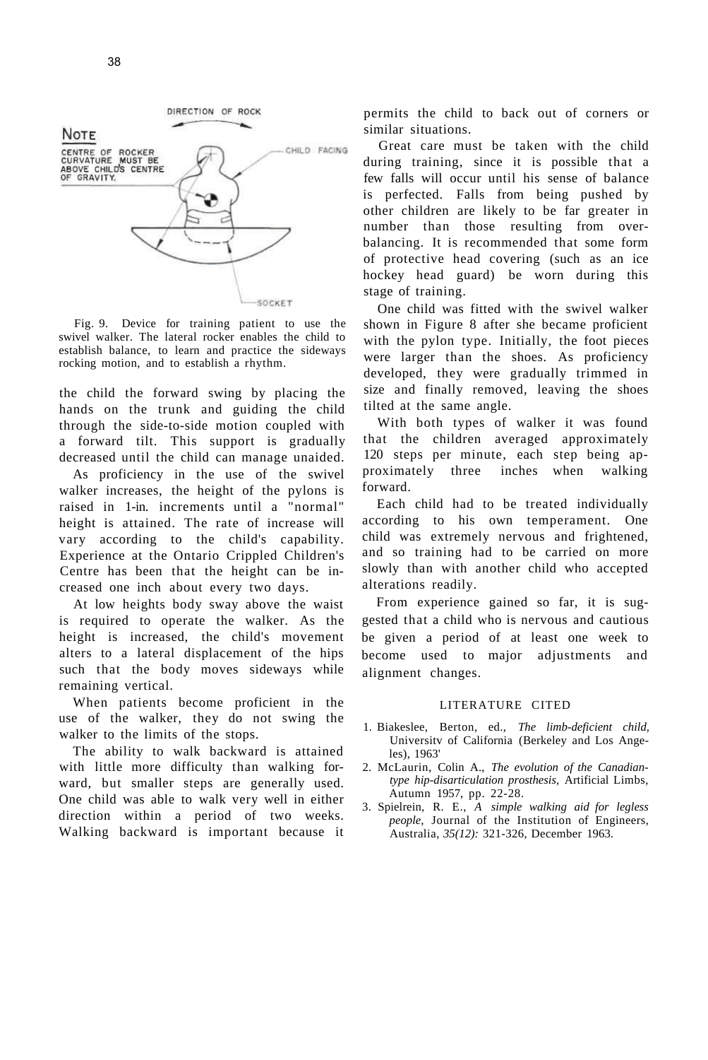DIRECTION OF ROCK

NOTE

CENTRE OF ROCKER CURVATURE MUST BE ABOVE CHILD'S CENTRE OF GRAVITY.

CHILD FACING

SOCKET

Fig. 9. Device for training patient to use the swivel walker. The lateral rocker enables the child to establish balance, to learn and practice the sideways rocking motion, and to establish a rhythm.

the child the forward swing by placing the hands on the trunk and guiding the child through the side-to-side motion coupled with a forward tilt. This support is gradually decreased until the child can manage unaided.

As proficiency in the use of the swivel walker increases, the height of the pylons is raised in 1-in. increments until a "normal" height is attained. The rate of increase will vary according to the child's capability. Experience at the Ontario Crippled Children's Centre has been that the height can be increased one inch about every two days.

At low heights body sway above the waist is required to operate the walker. As the height is increased, the child's movement alters to a lateral displacement of the hips such that the body moves sideways while remaining vertical.

When patients become proficient in the use of the walker, they do not swing the walker to the limits of the stops.

The ability to walk backward is attained with little more difficulty than walking forward, but smaller steps are generally used. One child was able to walk very well in either direction within a period of two weeks. Walking backward is important because it permits the child to back out of corners or similar situations.

Great care must be taken with the child during training, since it is possible that a few falls will occur until his sense of balance is perfected. Falls from being pushed by other children are likely to be far greater in number than those resulting from overbalancing. It is recommended that some form of protective head covering (such as an ice hockey head guard) be worn during this stage of training.

One child was fitted with the swivel walker shown in Figure 8 after she became proficient with the pylon type. Initially, the foot pieces were larger than the shoes. As proficiency developed, they were gradually trimmed in size and finally removed, leaving the shoes tilted at the same angle.

With both types of walker it was found that the children averaged approximately 120 steps per minute, each step being approximately three inches when walking forward.

Each child had to be treated individually according to his own temperament. One child was extremely nervous and frightened, and so training had to be carried on more slowly than with another child who accepted alterations readily.

From experience gained so far, it is suggested that a child who is nervous and cautious be given a period of at least one week to become used to major adjustments and alignment changes.

## LITERATURE CITED

1. Biakeslee, Berton, ed., *The limb-deficient child,* Universitv of California (Berkeley and Los Angeles), 1963'
2. McLaurin, Colin A., *The evolution of the Canadian-type hip-disarticulation prosthesis,* Artificial Limbs, Autumn 1957, pp. 22-28.
3. Spielrein, R. E., *A simple walking aid for legless people,* Journal of the Institution of Engineers, Australia, *35(12):* 321-326, December 1963.